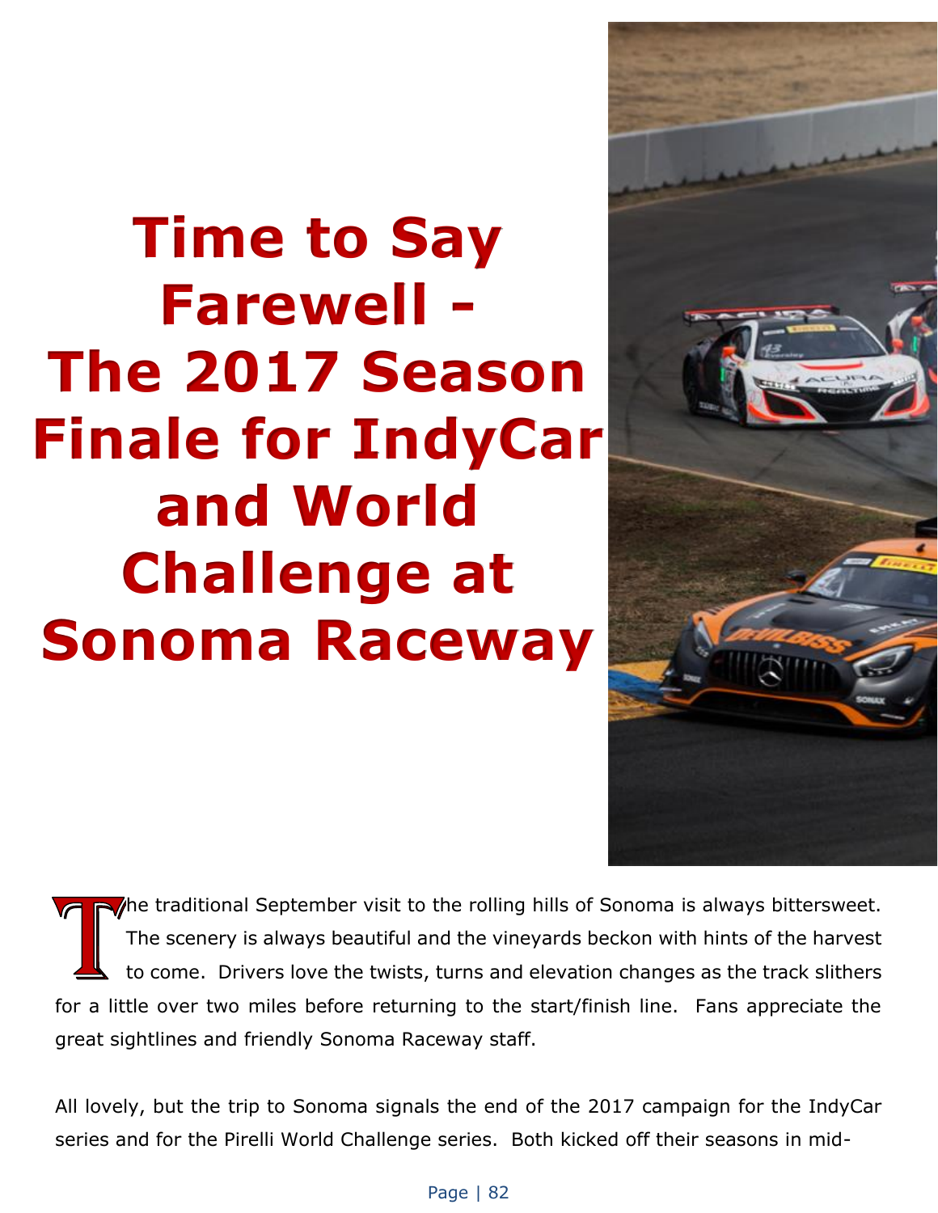# Time to Say Farewell - The 2017 Season Finale for IndyCar and World Challenge at Sonoma Raceway

The traditional September visit to the rolling hills of Sonoma is always bittersweet. The scenery is always beautiful and the vineyards beckon with hints of the harvest to come. Drivers love the twists, turns and elevation changes as the track slithers for a little over two miles before returning to the start/finish line. Fans appreciate the great sightlines and friendly Sonoma Raceway staff.

All lovely, but the trip to Sonoma signals the end of the 2017 campaign for the IndyCar series and for the Pirelli World Challenge series. Both kicked off their seasons in mid-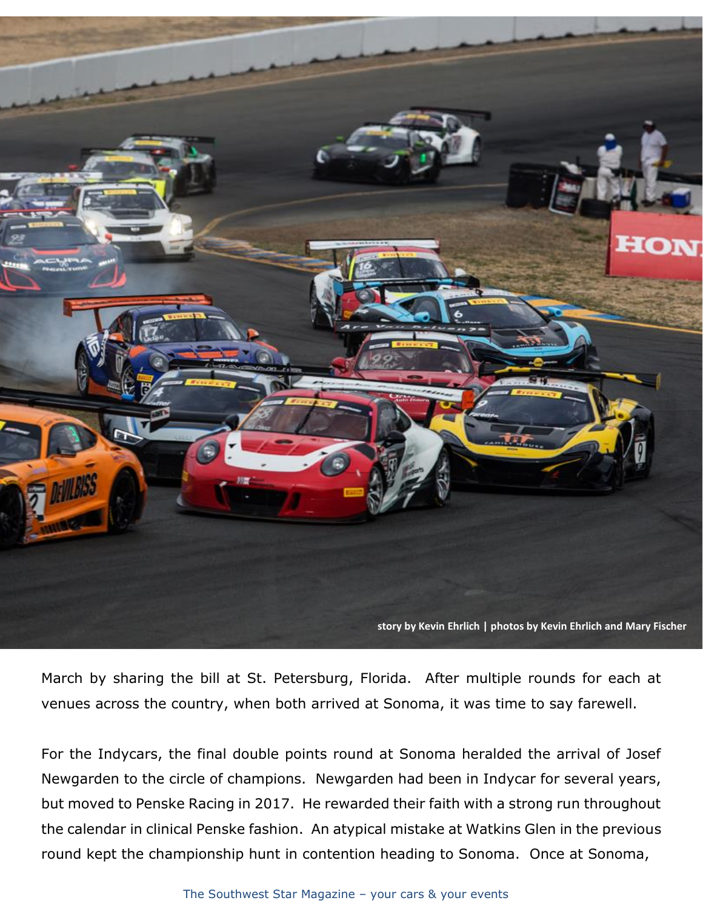story by Kevin Ehrlich | photos by Kevin Ehrlich and Mary Fischer

March by sharing the bill at St. Petersburg, Florida. After multiple rounds for each at venues across the country, when both arrived at Sonoma, it was time to say farewell.

For the Indycars, the final double points round at Sonoma heralded the arrival of Josef Newgarden to the circle of champions. Newgarden had been in Indycar for several years, but moved to Penske Racing in 2017. He rewarded their faith with a strong run throughout the calendar in clinical Penske fashion. An atypical mistake at Watkins Glen in the previous round kept the championship hunt in contention heading to Sonoma. Once at Sonoma,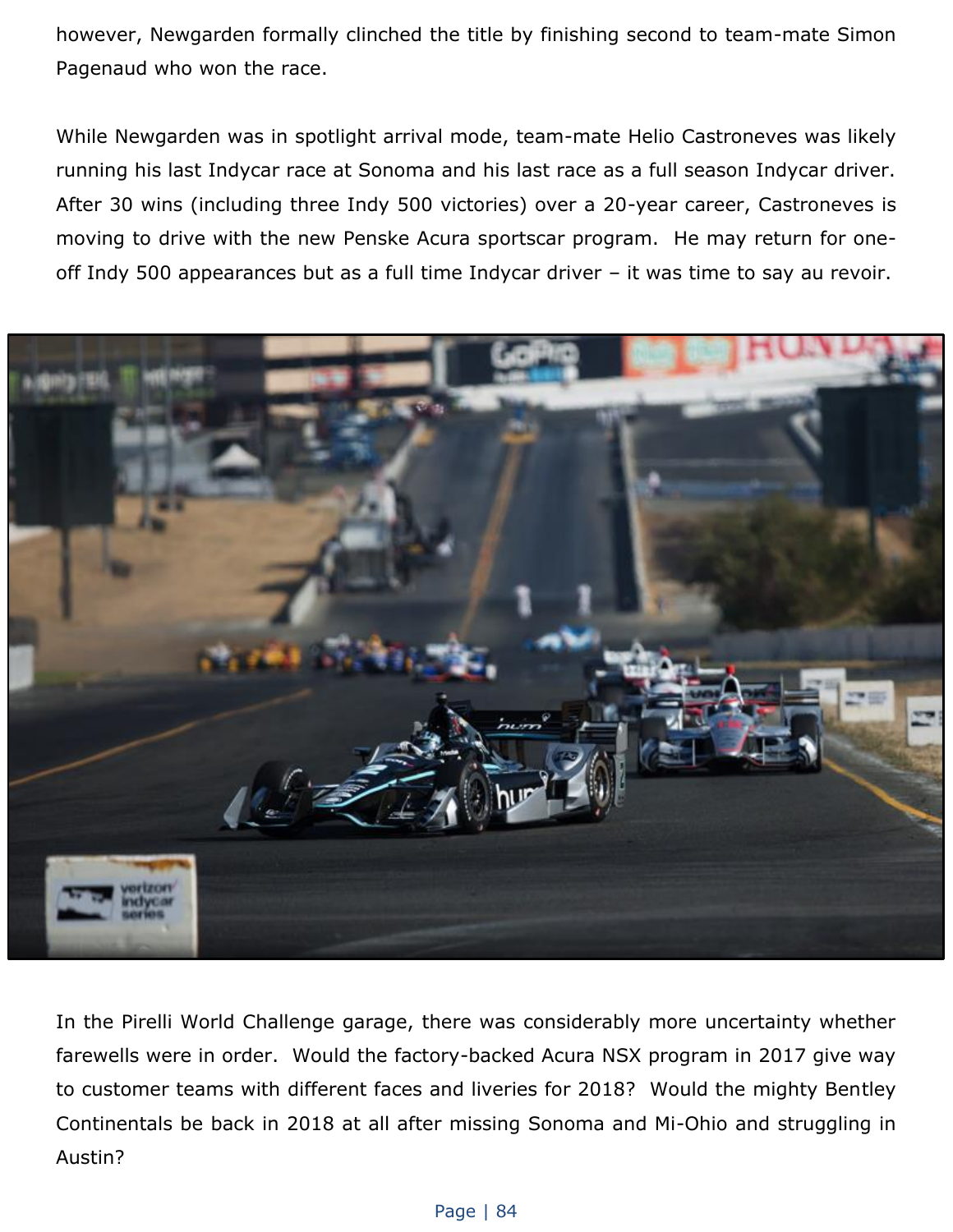however, Newgarden formally clinched the title by finishing second to team-mate Simon Pagenaud who won the race.

While Newgarden was in spotlight arrival mode, team-mate Helio Castroneves was likely running his last Indycar race at Sonoma and his last race as a full season Indycar driver. After 30 wins (including three Indy 500 victories) over a 20-year career, Castroneves is moving to drive with the new Penske Acura sportscar program. He may return for one-off Indy 500 appearances but as a full time Indycar driver – it was time to say au revoir.

In the Pirelli World Challenge garage, there was considerably more uncertainty whether farewells were in order. Would the factory-backed Acura NSX program in 2017 give way to customer teams with different faces and liveries for 2018? Would the mighty Bentley Continentals be back in 2018 at all after missing Sonoma and Mi-Ohio and struggling in Austin?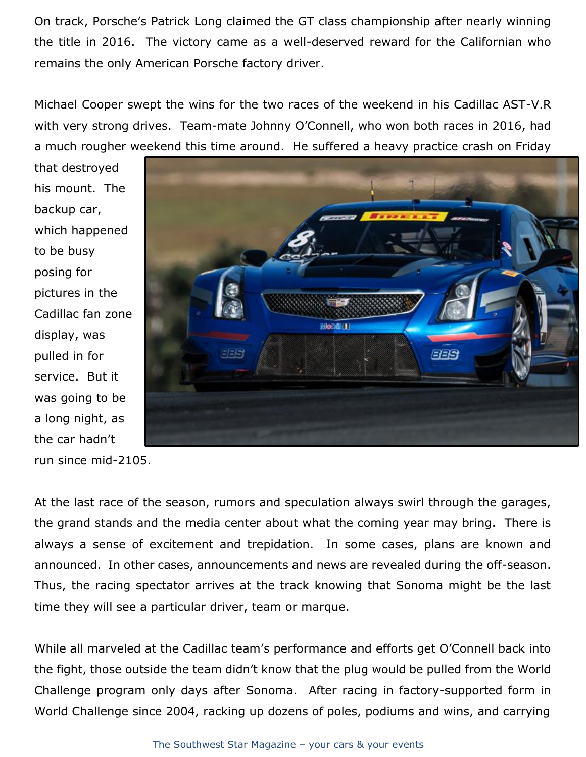On track, Porsche's Patrick Long claimed the GT class championship after nearly winning the title in 2016. The victory came as a well-deserved reward for the Californian who remains the only American Porsche factory driver.

Michael Cooper swept the wins for the two races of the weekend in his Cadillac AST-V.R with very strong drives. Team-mate Johnny O'Connell, who won both races in 2016, had a much rougher weekend this time around. He suffered a heavy practice crash on Friday that destroyed his mount. The backup car, which happened to be busy posing for pictures in the Cadillac fan zone display, was pulled in for service. But it was going to be a long night, as the car hadn't run since mid-2105.

At the last race of the season, rumors and speculation always swirl through the garages, the grand stands and the media center about what the coming year may bring. There is always a sense of excitement and trepidation. In some cases, plans are known and announced. In other cases, announcements and news are revealed during the off-season. Thus, the racing spectator arrives at the track knowing that Sonoma might be the last time they will see a particular driver, team or marque.

While all marveled at the Cadillac team's performance and efforts get O'Connell back into the fight, those outside the team didn't know that the plug would be pulled from the World Challenge program only days after Sonoma. After racing in factory-supported form in World Challenge since 2004, racking up dozens of poles, podiums and wins, and carrying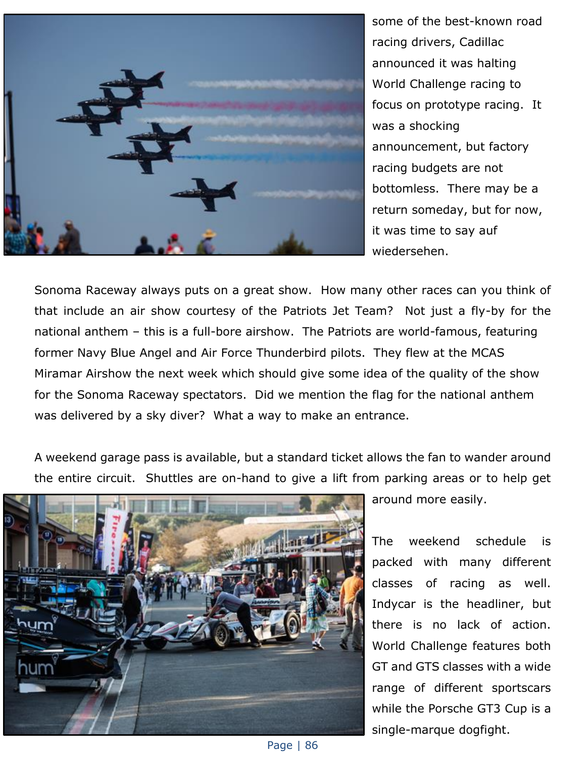some of the best-known road racing drivers, Cadillac announced it was halting World Challenge racing to focus on prototype racing. It was a shocking announcement, but factory racing budgets are not bottomless. There may be a return someday, but for now, it was time to say auf wiedersehen.

Sonoma Raceway always puts on a great show. How many other races can you think of that include an air show courtesy of the Patriots Jet Team? Not just a fly-by for the national anthem – this is a full-bore airshow. The Patriots are world-famous, featuring former Navy Blue Angel and Air Force Thunderbird pilots. They flew at the MCAS Miramar Airshow the next week which should give some idea of the quality of the show for the Sonoma Raceway spectators. Did we mention the flag for the national anthem was delivered by a sky diver? What a way to make an entrance.

A weekend garage pass is available, but a standard ticket allows the fan to wander around the entire circuit. Shuttles are on-hand to give a lift from parking areas or to help get around more easily.

The weekend schedule is packed with many different classes of racing as well. Indycar is the headliner, but there is no lack of action. World Challenge features both GT and GTS classes with a wide range of different sportscars while the Porsche GT3 Cup is a single-marque dogfight.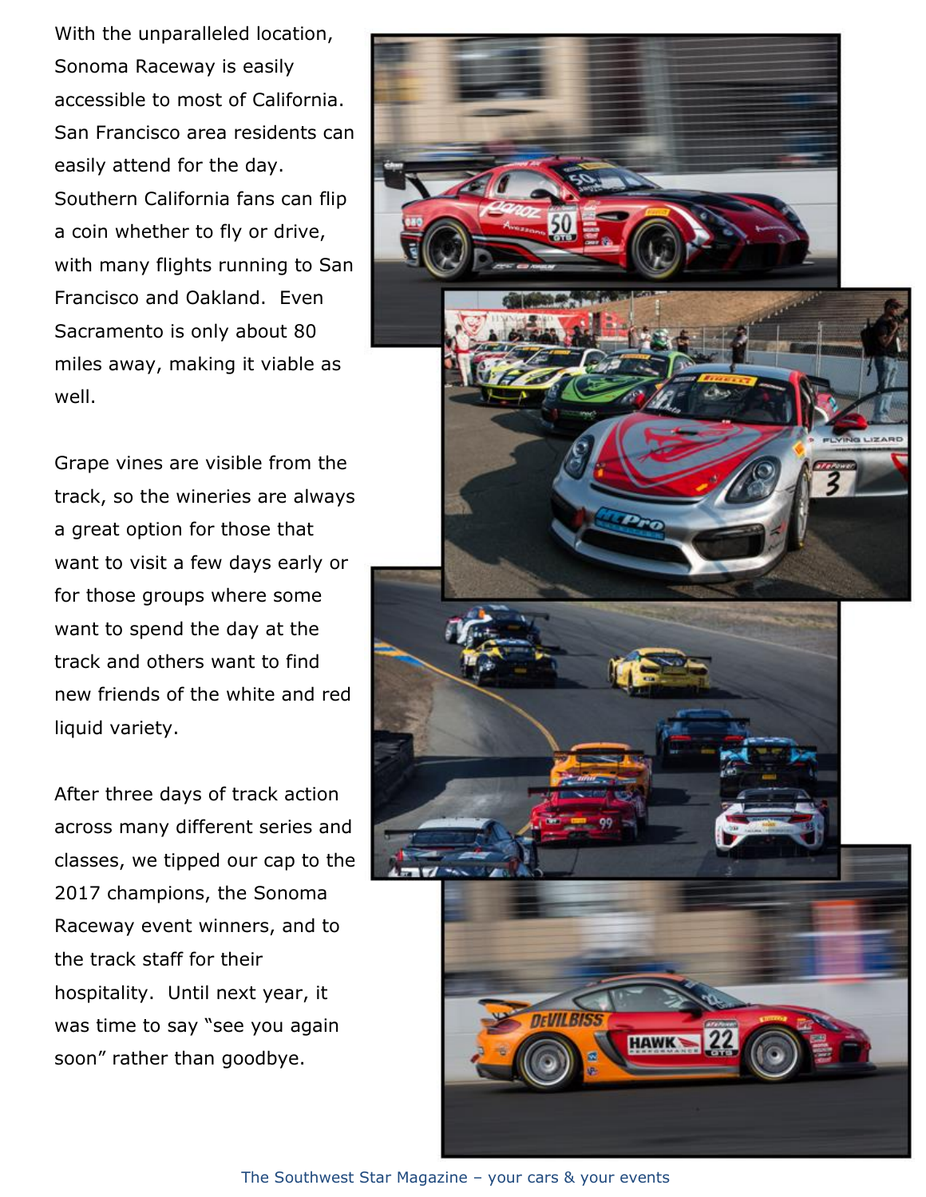With the unparalleled location, Sonoma Raceway is easily accessible to most of California. San Francisco area residents can easily attend for the day. Southern California fans can flip a coin whether to fly or drive, with many flights running to San Francisco and Oakland. Even Sacramento is only about 80 miles away, making it viable as well.

Grape vines are visible from the track, so the wineries are always a great option for those that want to visit a few days early or for those groups where some want to spend the day at the track and others want to find new friends of the white and red liquid variety.

After three days of track action across many different series and classes, we tipped our cap to the 2017 champions, the Sonoma Raceway event winners, and to the track staff for their hospitality. Until next year, it was time to say "see you again soon" rather than goodbye.